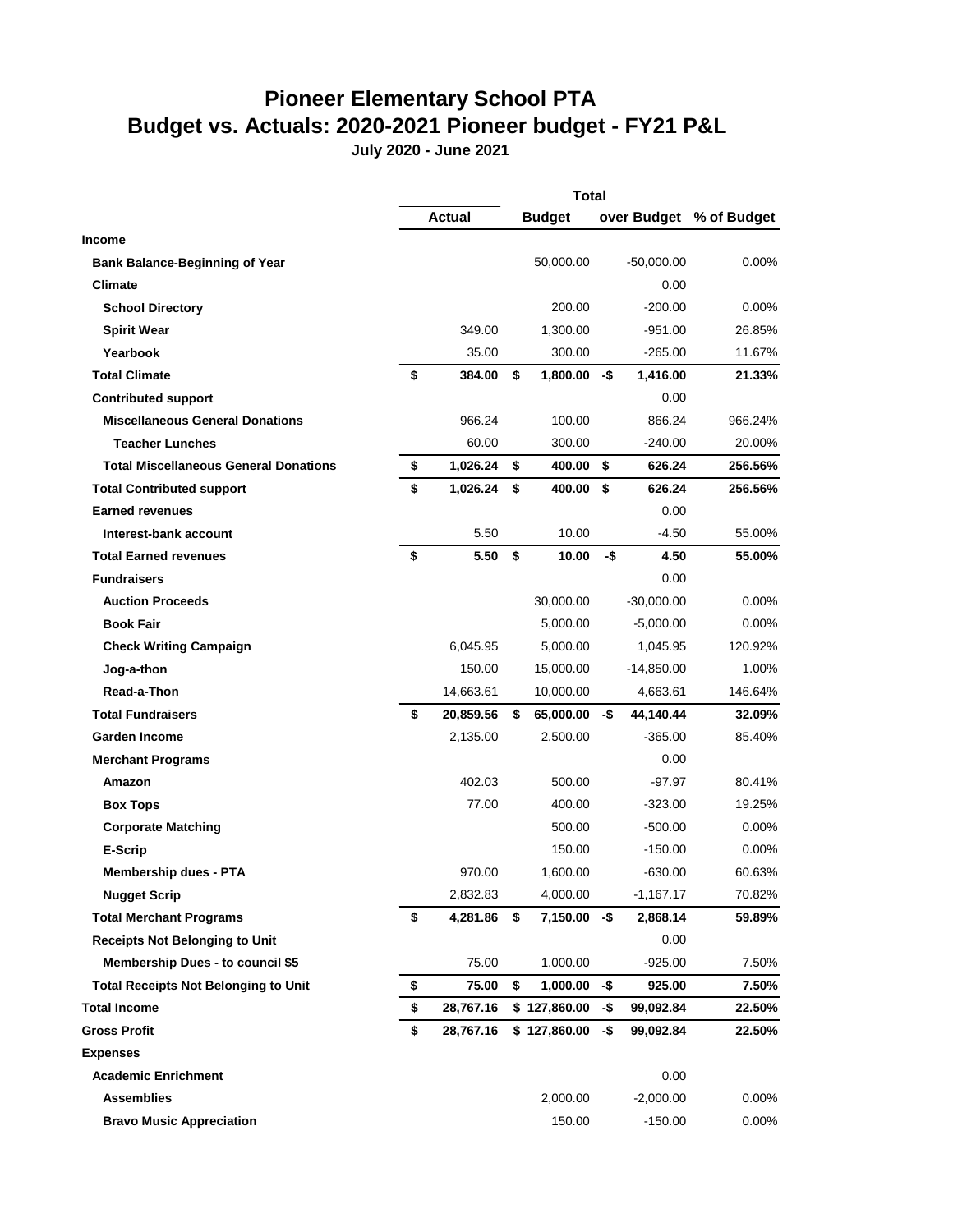# Pioneer Elementary School PTA

## Budget vs. Actuals: 2020-2021 Pioneer budget - FY21 P&L

**July 2020 - June 2021**

| | Total | | | |
|---|---|---|---|---|
| | **Actual** | **Budget** | **over Budget** | **% of Budget** |
| **Income** | | | | |
| **Bank Balance-Beginning of Year** | | 50,000.00 | -50,000.00 | 0.00% |
| **Climate** | | | 0.00 | |
| **School Directory** | | 200.00 | -200.00 | 0.00% |
| **Spirit Wear** | 349.00 | 1,300.00 | -951.00 | 26.85% |
| **Yearbook** | 35.00 | 300.00 | -265.00 | 11.67% |
| **Total Climate** | **$ 384.00** | **$ 1,800.00** | **-$ 1,416.00** | **21.33%** |
| **Contributed support** | | | 0.00 | |
| **Miscellaneous General Donations** | 966.24 | 100.00 | 866.24 | 966.24% |
| **Teacher Lunches** | 60.00 | 300.00 | -240.00 | 20.00% |
| **Total Miscellaneous General Donations** | **$ 1,026.24** | **$ 400.00** | **$ 626.24** | **256.56%** |
| **Total Contributed support** | **$ 1,026.24** | **$ 400.00** | **$ 626.24** | **256.56%** |
| **Earned revenues** | | | 0.00 | |
| **Interest-bank account** | 5.50 | 10.00 | -4.50 | 55.00% |
| **Total Earned revenues** | **$ 5.50** | **$ 10.00** | **-$ 4.50** | **55.00%** |
| **Fundraisers** | | | 0.00 | |
| **Auction Proceeds** | | 30,000.00 | -30,000.00 | 0.00% |
| **Book Fair** | | 5,000.00 | -5,000.00 | 0.00% |
| **Check Writing Campaign** | 6,045.95 | 5,000.00 | 1,045.95 | 120.92% |
| **Jog-a-thon** | 150.00 | 15,000.00 | -14,850.00 | 1.00% |
| **Read-a-Thon** | 14,663.61 | 10,000.00 | 4,663.61 | 146.64% |
| **Total Fundraisers** | **$ 20,859.56** | **$ 65,000.00** | **-$ 44,140.44** | **32.09%** |
| **Garden Income** | 2,135.00 | 2,500.00 | -365.00 | 85.40% |
| **Merchant Programs** | | | 0.00 | |
| **Amazon** | 402.03 | 500.00 | -97.97 | 80.41% |
| **Box Tops** | 77.00 | 400.00 | -323.00 | 19.25% |
| **Corporate Matching** | | 500.00 | -500.00 | 0.00% |
| **E-Scrip** | | 150.00 | -150.00 | 0.00% |
| **Membership dues - PTA** | 970.00 | 1,600.00 | -630.00 | 60.63% |
| **Nugget Scrip** | 2,832.83 | 4,000.00 | -1,167.17 | 70.82% |
| **Total Merchant Programs** | **$ 4,281.86** | **$ 7,150.00** | **-$ 2,868.14** | **59.89%** |
| **Receipts Not Belonging to Unit** | | | 0.00 | |
| **Membership Dues - to council $5** | 75.00 | 1,000.00 | -925.00 | 7.50% |
| **Total Receipts Not Belonging to Unit** | **$ 75.00** | **$ 1,000.00** | **-$ 925.00** | **7.50%** |
| **Total Income** | **$ 28,767.16** | **$ 127,860.00** | **-$ 99,092.84** | **22.50%** |
| **Gross Profit** | **$ 28,767.16** | **$ 127,860.00** | **-$ 99,092.84** | **22.50%** |
| **Expenses** | | | | |
| **Academic Enrichment** | | | 0.00 | |
| **Assemblies** | | 2,000.00 | -2,000.00 | 0.00% |
| **Bravo Music Appreciation** | | 150.00 | -150.00 | 0.00% |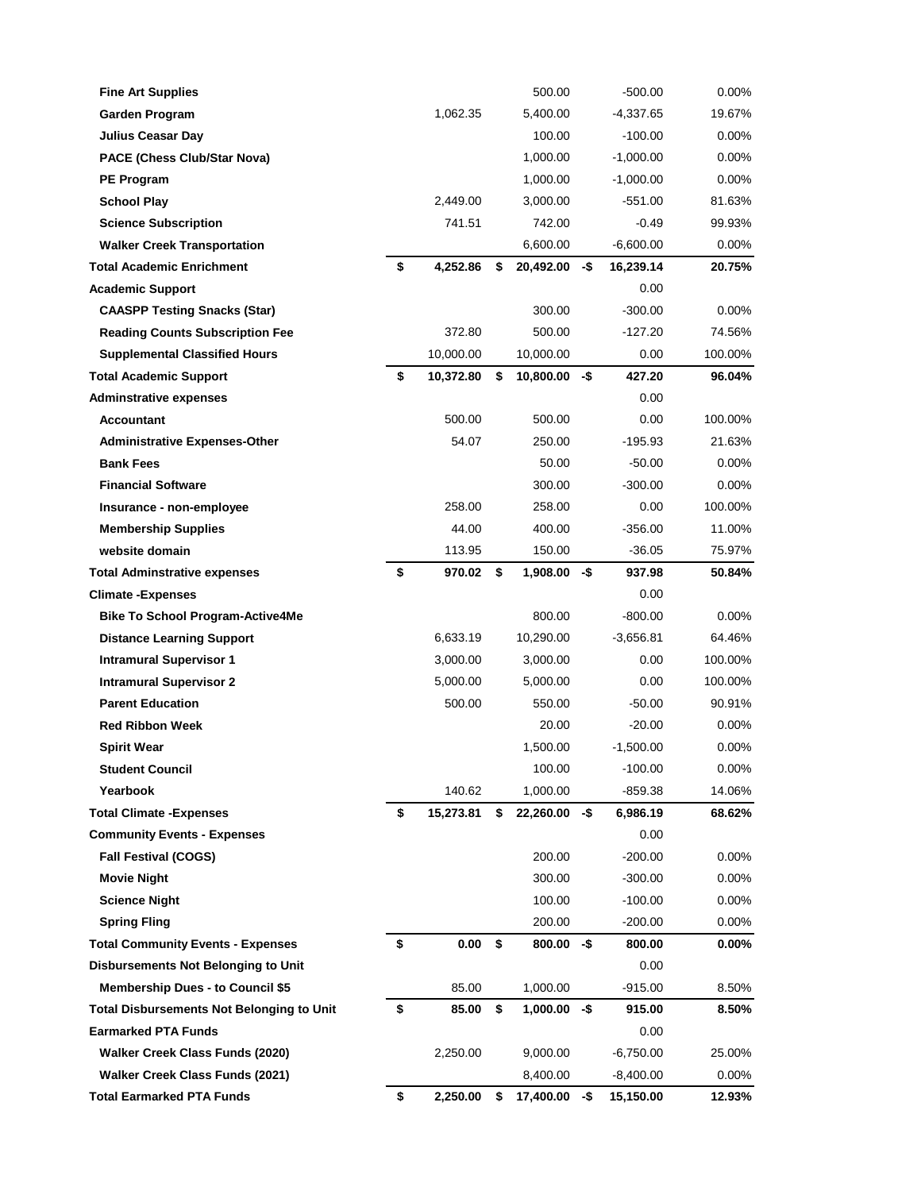| | | | | |
|---|---|---|---|---|
| **Fine Art Supplies** | | 500.00 | -500.00 | 0.00% |
| **Garden Program** | 1,062.35 | 5,400.00 | -4,337.65 | 19.67% |
| **Julius Ceasar Day** | | 100.00 | -100.00 | 0.00% |
| **PACE (Chess Club/Star Nova)** | | 1,000.00 | -1,000.00 | 0.00% |
| **PE Program** | | 1,000.00 | -1,000.00 | 0.00% |
| **School Play** | 2,449.00 | 3,000.00 | -551.00 | 81.63% |
| **Science Subscription** | 741.51 | 742.00 | -0.49 | 99.93% |
| **Walker Creek Transportation** | | 6,600.00 | -6,600.00 | 0.00% |
| **Total Academic Enrichment** | **$ 4,252.86** | **$ 20,492.00** | **-$ 16,239.14** | **20.75%** |
| **Academic Support** | | | 0.00 | |
| **CAASPP Testing Snacks (Star)** | | 300.00 | -300.00 | 0.00% |
| **Reading Counts Subscription Fee** | 372.80 | 500.00 | -127.20 | 74.56% |
| **Supplemental Classified Hours** | 10,000.00 | 10,000.00 | 0.00 | 100.00% |
| **Total Academic Support** | **$ 10,372.80** | **$ 10,800.00** | **-$ 427.20** | **96.04%** |
| **Adminstrative expenses** | | | 0.00 | |
| **Accountant** | 500.00 | 500.00 | 0.00 | 100.00% |
| **Administrative Expenses-Other** | 54.07 | 250.00 | -195.93 | 21.63% |
| **Bank Fees** | | 50.00 | -50.00 | 0.00% |
| **Financial Software** | | 300.00 | -300.00 | 0.00% |
| **Insurance - non-employee** | 258.00 | 258.00 | 0.00 | 100.00% |
| **Membership Supplies** | 44.00 | 400.00 | -356.00 | 11.00% |
| **website domain** | 113.95 | 150.00 | -36.05 | 75.97% |
| **Total Adminstrative expenses** | **$ 970.02** | **$ 1,908.00** | **-$ 937.98** | **50.84%** |
| **Climate -Expenses** | | | 0.00 | |
| **Bike To School Program-Active4Me** | | 800.00 | -800.00 | 0.00% |
| **Distance Learning Support** | 6,633.19 | 10,290.00 | -3,656.81 | 64.46% |
| **Intramural Supervisor 1** | 3,000.00 | 3,000.00 | 0.00 | 100.00% |
| **Intramural Supervisor 2** | 5,000.00 | 5,000.00 | 0.00 | 100.00% |
| **Parent Education** | 500.00 | 550.00 | -50.00 | 90.91% |
| **Red Ribbon Week** | | 20.00 | -20.00 | 0.00% |
| **Spirit Wear** | | 1,500.00 | -1,500.00 | 0.00% |
| **Student Council** | | 100.00 | -100.00 | 0.00% |
| **Yearbook** | 140.62 | 1,000.00 | -859.38 | 14.06% |
| **Total Climate -Expenses** | **$ 15,273.81** | **$ 22,260.00** | **-$ 6,986.19** | **68.62%** |
| **Community Events - Expenses** | | | 0.00 | |
| **Fall Festival (COGS)** | | 200.00 | -200.00 | 0.00% |
| **Movie Night** | | 300.00 | -300.00 | 0.00% |
| **Science Night** | | 100.00 | -100.00 | 0.00% |
| **Spring Fling** | | 200.00 | -200.00 | 0.00% |
| **Total Community Events - Expenses** | **$ 0.00** | **$ 800.00** | **-$ 800.00** | **0.00%** |
| **Disbursements Not Belonging to Unit** | | | 0.00 | |
| **Membership Dues - to Council $5** | 85.00 | 1,000.00 | -915.00 | 8.50% |
| **Total Disbursements Not Belonging to Unit** | **$ 85.00** | **$ 1,000.00** | **-$ 915.00** | **8.50%** |
| **Earmarked PTA Funds** | | | 0.00 | |
| **Walker Creek Class Funds (2020)** | 2,250.00 | 9,000.00 | -6,750.00 | 25.00% |
| **Walker Creek Class Funds (2021)** | | 8,400.00 | -8,400.00 | 0.00% |
| **Total Earmarked PTA Funds** | **$ 2,250.00** | **$ 17,400.00** | **-$ 15,150.00** | **12.93%** |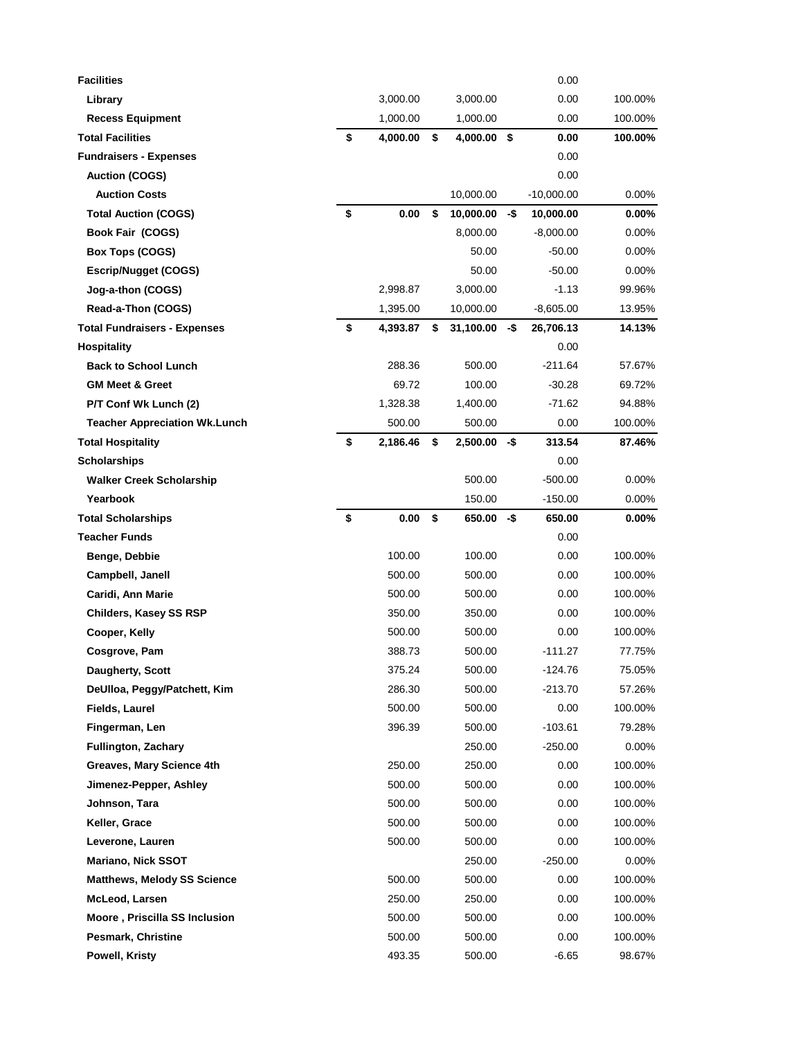| | | | | |
|---|---|---|---|---|
| **Facilities** | | | 0.00 | |
| **Library** | 3,000.00 | 3,000.00 | 0.00 | 100.00% |
| **Recess Equipment** | 1,000.00 | 1,000.00 | 0.00 | 100.00% |
| **Total Facilities** | **$ 4,000.00** | **$ 4,000.00** | **$ 0.00** | **100.00%** |
| **Fundraisers - Expenses** | | | 0.00 | |
| **Auction (COGS)** | | | 0.00 | |
| **Auction Costs** | | 10,000.00 | -10,000.00 | 0.00% |
| **Total Auction (COGS)** | **$ 0.00** | **$ 10,000.00** | **-$ 10,000.00** | **0.00%** |
| **Book Fair (COGS)** | | 8,000.00 | -8,000.00 | 0.00% |
| **Box Tops (COGS)** | | 50.00 | -50.00 | 0.00% |
| **Escrip/Nugget (COGS)** | | 50.00 | -50.00 | 0.00% |
| **Jog-a-thon (COGS)** | 2,998.87 | 3,000.00 | -1.13 | 99.96% |
| **Read-a-Thon (COGS)** | 1,395.00 | 10,000.00 | -8,605.00 | 13.95% |
| **Total Fundraisers - Expenses** | **$ 4,393.87** | **$ 31,100.00** | **-$ 26,706.13** | **14.13%** |
| **Hospitality** | | | 0.00 | |
| **Back to School Lunch** | 288.36 | 500.00 | -211.64 | 57.67% |
| **GM Meet & Greet** | 69.72 | 100.00 | -30.28 | 69.72% |
| **P/T Conf Wk Lunch (2)** | 1,328.38 | 1,400.00 | -71.62 | 94.88% |
| **Teacher Appreciation Wk.Lunch** | 500.00 | 500.00 | 0.00 | 100.00% |
| **Total Hospitality** | **$ 2,186.46** | **$ 2,500.00** | **-$ 313.54** | **87.46%** |
| **Scholarships** | | | 0.00 | |
| **Walker Creek Scholarship** | | 500.00 | -500.00 | 0.00% |
| **Yearbook** | | 150.00 | -150.00 | 0.00% |
| **Total Scholarships** | **$ 0.00** | **$ 650.00** | **-$ 650.00** | **0.00%** |
| **Teacher Funds** | | | 0.00 | |
| **Benge, Debbie** | 100.00 | 100.00 | 0.00 | 100.00% |
| **Campbell, Janell** | 500.00 | 500.00 | 0.00 | 100.00% |
| **Caridi, Ann Marie** | 500.00 | 500.00 | 0.00 | 100.00% |
| **Childers, Kasey SS RSP** | 350.00 | 350.00 | 0.00 | 100.00% |
| **Cooper, Kelly** | 500.00 | 500.00 | 0.00 | 100.00% |
| **Cosgrove, Pam** | 388.73 | 500.00 | -111.27 | 77.75% |
| **Daugherty, Scott** | 375.24 | 500.00 | -124.76 | 75.05% |
| **DeUlloa, Peggy/Patchett, Kim** | 286.30 | 500.00 | -213.70 | 57.26% |
| **Fields, Laurel** | 500.00 | 500.00 | 0.00 | 100.00% |
| **Fingerman, Len** | 396.39 | 500.00 | -103.61 | 79.28% |
| **Fullington, Zachary** | | 250.00 | -250.00 | 0.00% |
| **Greaves, Mary Science 4th** | 250.00 | 250.00 | 0.00 | 100.00% |
| **Jimenez-Pepper, Ashley** | 500.00 | 500.00 | 0.00 | 100.00% |
| **Johnson, Tara** | 500.00 | 500.00 | 0.00 | 100.00% |
| **Keller, Grace** | 500.00 | 500.00 | 0.00 | 100.00% |
| **Leverone, Lauren** | 500.00 | 500.00 | 0.00 | 100.00% |
| **Mariano, Nick SSOT** | | 250.00 | -250.00 | 0.00% |
| **Matthews, Melody SS Science** | 500.00 | 500.00 | 0.00 | 100.00% |
| **McLeod, Larsen** | 250.00 | 250.00 | 0.00 | 100.00% |
| **Moore , Priscilla SS Inclusion** | 500.00 | 500.00 | 0.00 | 100.00% |
| **Pesmark, Christine** | 500.00 | 500.00 | 0.00 | 100.00% |
| **Powell, Kristy** | 493.35 | 500.00 | -6.65 | 98.67% |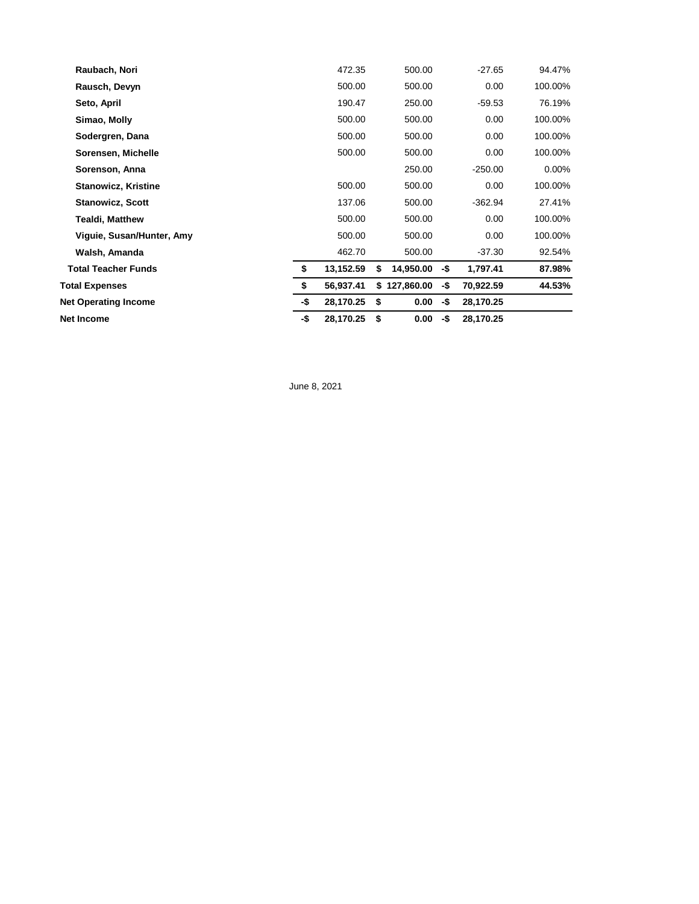| | | | | |
|---|---|---|---|---|
| **Raubach, Nori** | 472.35 | 500.00 | -27.65 | 94.47% |
| **Rausch, Devyn** | 500.00 | 500.00 | 0.00 | 100.00% |
| **Seto, April** | 190.47 | 250.00 | -59.53 | 76.19% |
| **Simao, Molly** | 500.00 | 500.00 | 0.00 | 100.00% |
| **Sodergren, Dana** | 500.00 | 500.00 | 0.00 | 100.00% |
| **Sorensen, Michelle** | 500.00 | 500.00 | 0.00 | 100.00% |
| **Sorenson, Anna** | | 250.00 | -250.00 | 0.00% |
| **Stanowicz, Kristine** | 500.00 | 500.00 | 0.00 | 100.00% |
| **Stanowicz, Scott** | 137.06 | 500.00 | -362.94 | 27.41% |
| **Tealdi, Matthew** | 500.00 | 500.00 | 0.00 | 100.00% |
| **Viguie, Susan/Hunter, Amy** | 500.00 | 500.00 | 0.00 | 100.00% |
| **Walsh, Amanda** | 462.70 | 500.00 | -37.30 | 92.54% |
| **Total Teacher Funds** | **$ 13,152.59** | **$ 14,950.00** | **-$ 1,797.41** | **87.98%** |
| **Total Expenses** | **$ 56,937.41** | **$ 127,860.00** | **-$ 70,922.59** | **44.53%** |
| **Net Operating Income** | **-$ 28,170.25** | **$ 0.00** | **-$ 28,170.25** | |
| **Net Income** | **-$ 28,170.25** | **$ 0.00** | **-$ 28,170.25** | |

June 8, 2021